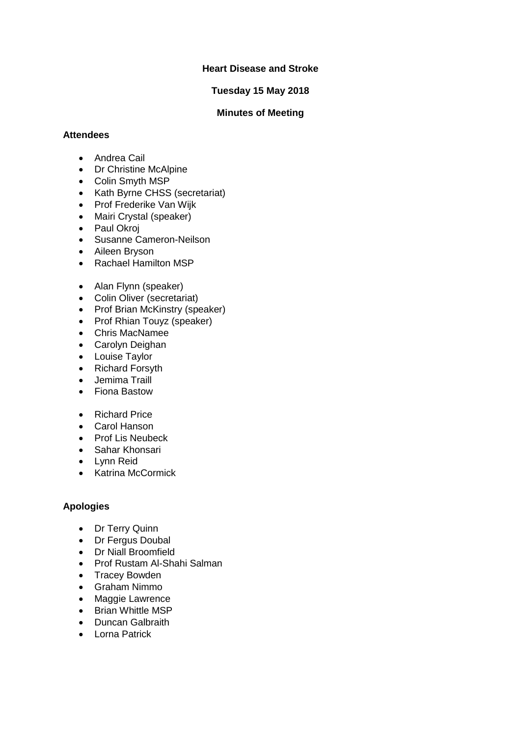# Heart Disease and Stroke

**Tuesday 15 May 2018**

**Minutes of Meeting**

## Attendees

- Andrea Cail
- Dr Christine McAlpine
- Colin Smyth MSP
- Kath Byrne CHSS (secretariat)
- Prof Frederike Van Wijk
- Mairi Crystal (speaker)
- Paul Okroj
- Susanne Cameron-Neilson
- Aileen Bryson
- Rachael Hamilton MSP

- Alan Flynn (speaker)
- Colin Oliver (secretariat)
- Prof Brian McKinstry (speaker)
- Prof Rhian Touyz (speaker)
- Chris MacNamee
- Carolyn Deighan
- Louise Taylor
- Richard Forsyth
- Jemima Traill
- Fiona Bastow

- Richard Price
- Carol Hanson
- Prof Lis Neubeck
- Sahar Khonsari
- Lynn Reid
- Katrina McCormick

## Apologies

- Dr Terry Quinn
- Dr Fergus Doubal
- Dr Niall Broomfield
- Prof Rustam Al-Shahi Salman
- Tracey Bowden
- Graham Nimmo
- Maggie Lawrence
- Brian Whittle MSP
- Duncan Galbraith
- Lorna Patrick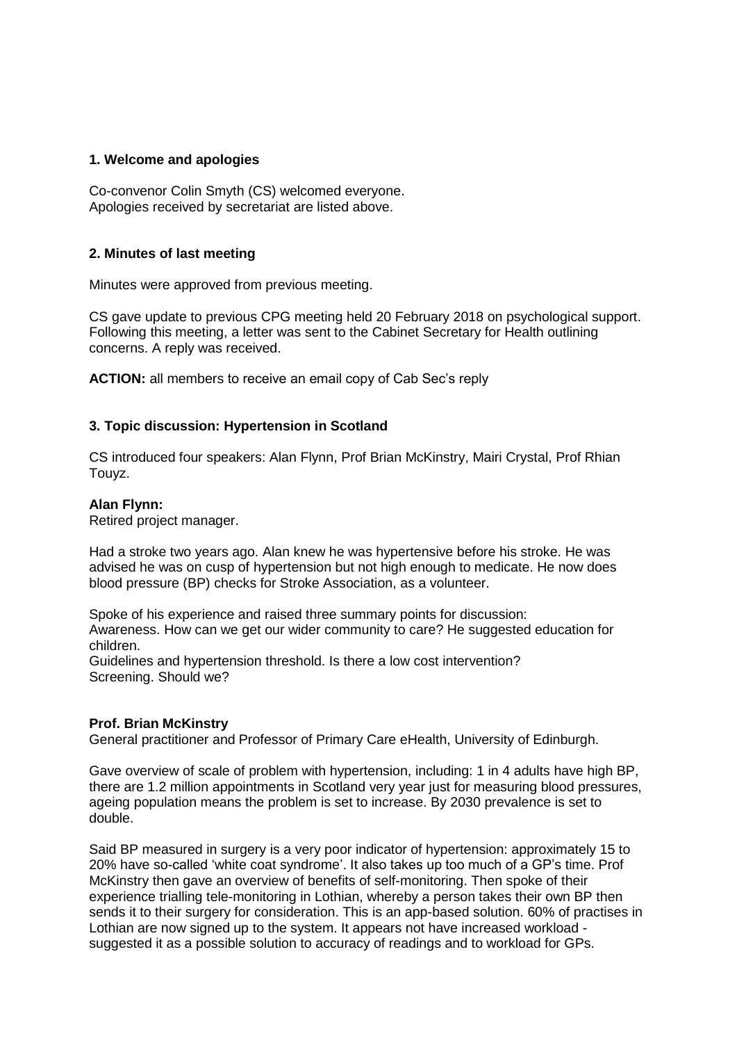**1. Welcome and apologies**

Co-convenor Colin Smyth (CS) welcomed everyone.
Apologies received by secretariat are listed above.

**2. Minutes of last meeting**

Minutes were approved from previous meeting.

CS gave update to previous CPG meeting held 20 February 2018 on psychological support. Following this meeting, a letter was sent to the Cabinet Secretary for Health outlining concerns. A reply was received.

**ACTION:** all members to receive an email copy of Cab Sec's reply

**3. Topic discussion: Hypertension in Scotland**

CS introduced four speakers: Alan Flynn, Prof Brian McKinstry, Mairi Crystal, Prof Rhian Touyz.

**Alan Flynn:**
Retired project manager.

Had a stroke two years ago. Alan knew he was hypertensive before his stroke. He was advised he was on cusp of hypertension but not high enough to medicate. He now does blood pressure (BP) checks for Stroke Association, as a volunteer.

Spoke of his experience and raised three summary points for discussion:
Awareness. How can we get our wider community to care? He suggested education for children.
Guidelines and hypertension threshold. Is there a low cost intervention?
Screening. Should we?

**Prof. Brian McKinstry**
General practitioner and Professor of Primary Care eHealth, University of Edinburgh.

Gave overview of scale of problem with hypertension, including: 1 in 4 adults have high BP, there are 1.2 million appointments in Scotland very year just for measuring blood pressures, ageing population means the problem is set to increase. By 2030 prevalence is set to double.

Said BP measured in surgery is a very poor indicator of hypertension: approximately 15 to 20% have so-called 'white coat syndrome'. It also takes up too much of a GP's time. Prof McKinstry then gave an overview of benefits of self-monitoring. Then spoke of their experience trialling tele-monitoring in Lothian, whereby a person takes their own BP then sends it to their surgery for consideration. This is an app-based solution. 60% of practises in Lothian are now signed up to the system. It appears not have increased workload - suggested it as a possible solution to accuracy of readings and to workload for GPs.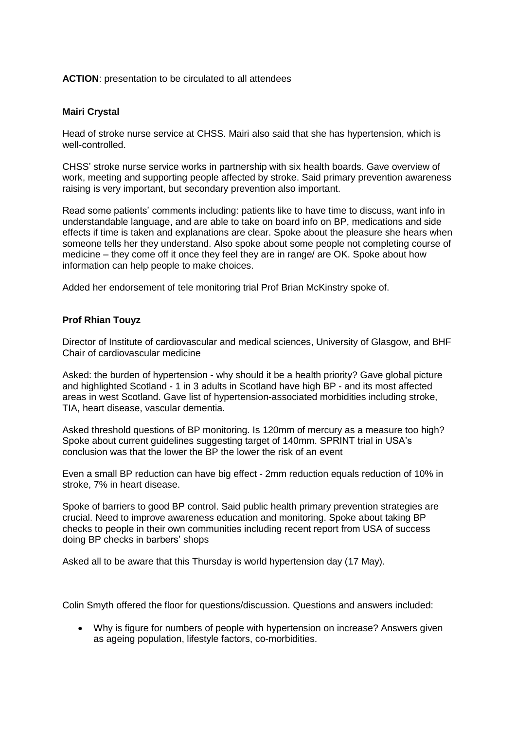**ACTION**: presentation to be circulated to all attendees

**Mairi Crystal**

Head of stroke nurse service at CHSS. Mairi also said that she has hypertension, which is well-controlled.

CHSS' stroke nurse service works in partnership with six health boards. Gave overview of work, meeting and supporting people affected by stroke. Said primary prevention awareness raising is very important, but secondary prevention also important.

Read some patients' comments including: patients like to have time to discuss, want info in understandable language, and are able to take on board info on BP, medications and side effects if time is taken and explanations are clear. Spoke about the pleasure she hears when someone tells her they understand. Also spoke about some people not completing course of medicine – they come off it once they feel they are in range/ are OK. Spoke about how information can help people to make choices.

Added her endorsement of tele monitoring trial Prof Brian McKinstry spoke of.

**Prof Rhian Touyz**

Director of Institute of cardiovascular and medical sciences, University of Glasgow, and BHF Chair of cardiovascular medicine

Asked: the burden of hypertension - why should it be a health priority? Gave global picture and highlighted Scotland - 1 in 3 adults in Scotland have high BP - and its most affected areas in west Scotland. Gave list of hypertension-associated morbidities including stroke, TIA, heart disease, vascular dementia.

Asked threshold questions of BP monitoring. Is 120mm of mercury as a measure too high? Spoke about current guidelines suggesting target of 140mm. SPRINT trial in USA's conclusion was that the lower the BP the lower the risk of an event

Even a small BP reduction can have big effect - 2mm reduction equals reduction of 10% in stroke, 7% in heart disease.

Spoke of barriers to good BP control. Said public health primary prevention strategies are crucial. Need to improve awareness education and monitoring. Spoke about taking BP checks to people in their own communities including recent report from USA of success doing BP checks in barbers' shops

Asked all to be aware that this Thursday is world hypertension day (17 May).

Colin Smyth offered the floor for questions/discussion. Questions and answers included:

- Why is figure for numbers of people with hypertension on increase? Answers given as ageing population, lifestyle factors, co-morbidities.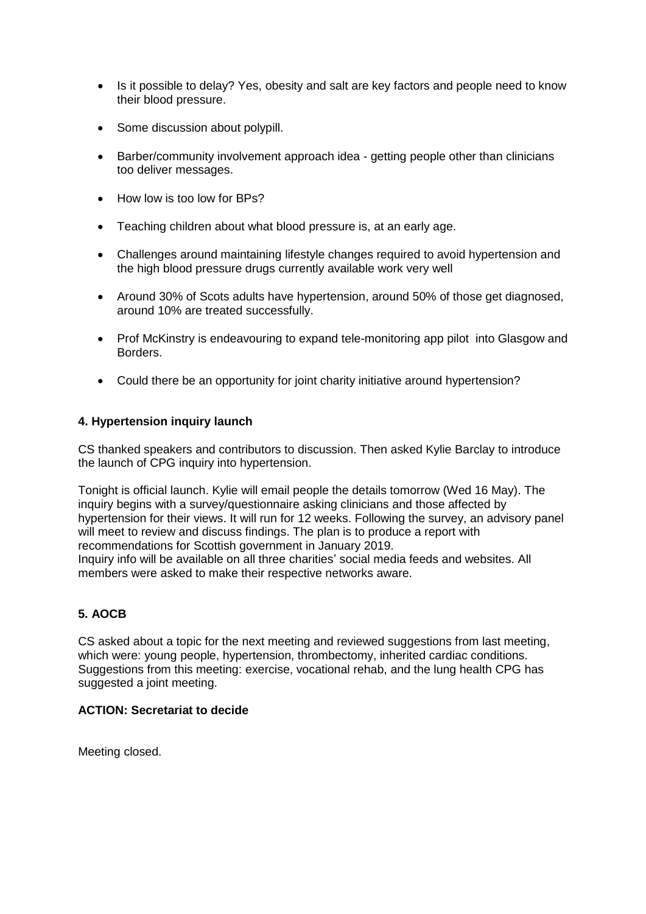- Is it possible to delay? Yes, obesity and salt are key factors and people need to know their blood pressure.
- Some discussion about polypill.
- Barber/community involvement approach idea - getting people other than clinicians too deliver messages.
- How low is too low for BPs?
- Teaching children about what blood pressure is, at an early age.
- Challenges around maintaining lifestyle changes required to avoid hypertension and the high blood pressure drugs currently available work very well
- Around 30% of Scots adults have hypertension, around 50% of those get diagnosed, around 10% are treated successfully.
- Prof McKinstry is endeavouring to expand tele-monitoring app pilot into Glasgow and Borders.
- Could there be an opportunity for joint charity initiative around hypertension?

**4. Hypertension inquiry launch**

CS thanked speakers and contributors to discussion. Then asked Kylie Barclay to introduce the launch of CPG inquiry into hypertension.

Tonight is official launch. Kylie will email people the details tomorrow (Wed 16 May). The inquiry begins with a survey/questionnaire asking clinicians and those affected by hypertension for their views. It will run for 12 weeks. Following the survey, an advisory panel will meet to review and discuss findings. The plan is to produce a report with recommendations for Scottish government in January 2019.
Inquiry info will be available on all three charities' social media feeds and websites. All members were asked to make their respective networks aware.

**5. AOCB**

CS asked about a topic for the next meeting and reviewed suggestions from last meeting, which were: young people, hypertension, thrombectomy, inherited cardiac conditions. Suggestions from this meeting: exercise, vocational rehab, and the lung health CPG has suggested a joint meeting.

**ACTION: Secretariat to decide**

Meeting closed.